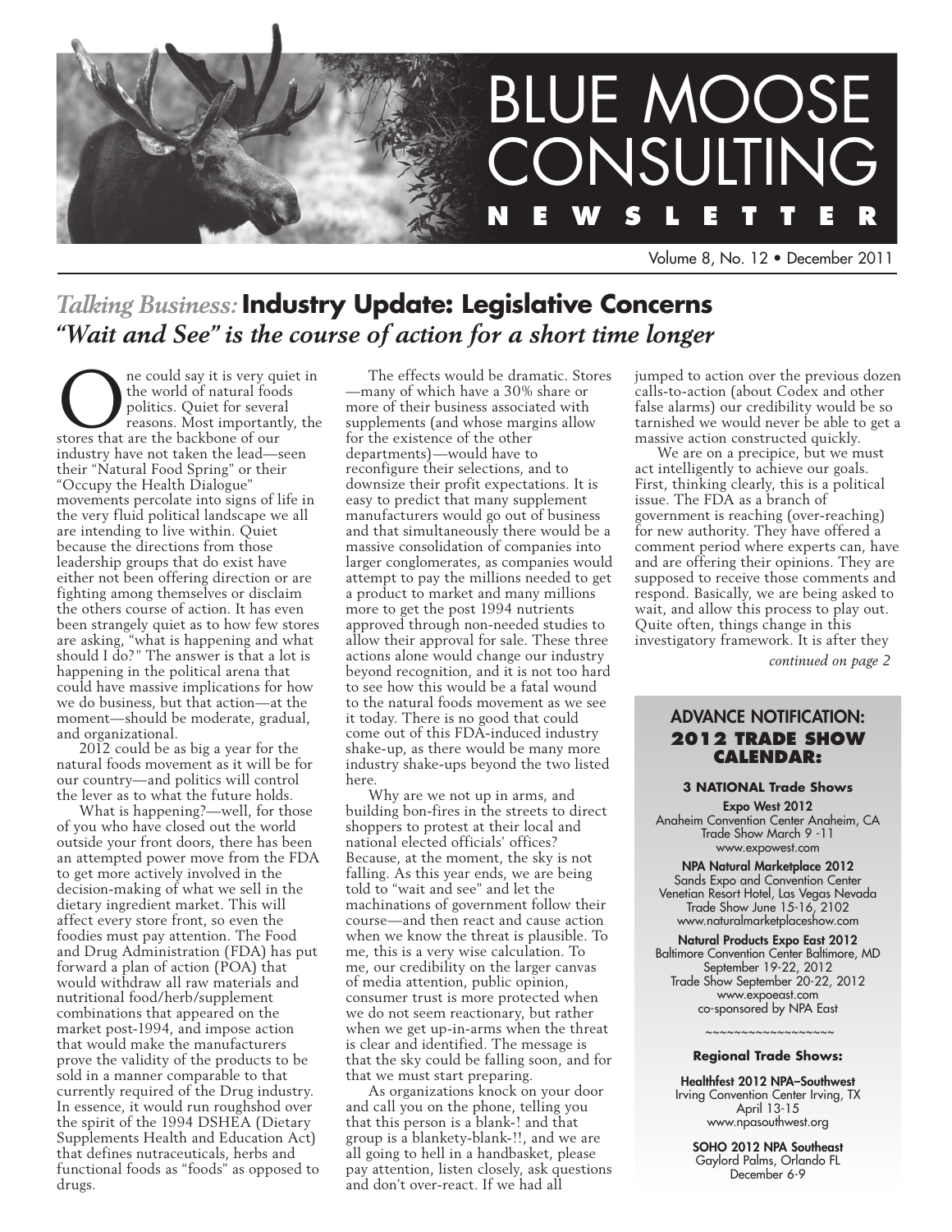# BLUE MOOSE CONSULTING NEWSLETTER

Volume 8, No. 12 • December 2011

## *Talking Business:* Industry Update: Legislative Concerns

### *"Wait and See" is the course of action for a short time longer*

One could say it is very quiet in the world of natural foods politics. Quiet for several reasons. Most importantly, the stores that are the backbone of our industry have not taken the lead—seen their "Natural Food Spring" or their "Occupy the Health Dialogue" movements percolate into signs of life in the very fluid political landscape we all are intending to live within. Quiet because the directions from those leadership groups that do exist have either not been offering direction or are fighting among themselves or disclaim the others course of action. It has even been strangely quiet as to how few stores are asking, "what is happening and what should I do?" The answer is that a lot is happening in the political arena that could have massive implications for how we do business, but that action—at the moment—should be moderate, gradual, and organizational.

2012 could be as big a year for the natural foods movement as it will be for our country—and politics will control the lever as to what the future holds.

What is happening?—well, for those of you who have closed out the world outside your front doors, there has been an attempted power move from the FDA to get more actively involved in the decision-making of what we sell in the dietary ingredient market. This will affect every store front, so even the foodies must pay attention. The Food and Drug Administration (FDA) has put forward a plan of action (POA) that would withdraw all raw materials and nutritional food/herb/supplement combinations that appeared on the market post-1994, and impose action that would make the manufacturers prove the validity of the products to be sold in a manner comparable to that currently required of the Drug industry. In essence, it would run roughshod over the spirit of the 1994 DSHEA (Dietary Supplements Health and Education Act) that defines nutraceuticals, herbs and functional foods as "foods" as opposed to drugs.

The effects would be dramatic. Stores—many of which have a 30% share or more of their business associated with supplements (and whose margins allow for the existence of the other departments)—would have to reconfigure their selections, and to downsize their profit expectations. It is easy to predict that many supplement manufacturers would go out of business and that simultaneously there would be a massive consolidation of companies into larger conglomerates, as companies would attempt to pay the millions needed to get a product to market and many millions more to get the post 1994 nutrients approved through non-needed studies to allow their approval for sale. These three actions alone would change our industry beyond recognition, and it is not too hard to see how this would be a fatal wound to the natural foods movement as we see it today. There is no good that could come out of this FDA-induced industry shake-up, as there would be many more industry shake-ups beyond the two listed here.

Why are we not up in arms, and building bon-fires in the streets to direct shoppers to protest at their local and national elected officials' offices? Because, at the moment, the sky is not falling. As this year ends, we are being told to "wait and see" and let the machinations of government follow their course—and then react and cause action when we know the threat is plausible. To me, this is a very wise calculation. To me, our credibility on the larger canvas of media attention, public opinion, consumer trust is more protected when we do not seem reactionary, but rather when we get up-in-arms when the threat is clear and identified. The message is that the sky could be falling soon, and for that we must start preparing.

As organizations knock on your door and call you on the phone, telling you that this person is a blank-! and that group is a blankety-blank-!!, and we are all going to hell in a handbasket, please pay attention, listen closely, ask questions and don't over-react. If we had all jumped to action over the previous dozen calls-to-action (about Codex and other false alarms) our credibility would be so tarnished we would never be able to get a massive action constructed quickly.

We are on a precipice, but we must act intelligently to achieve our goals. First, thinking clearly, this is a political issue. The FDA as a branch of government is reaching (over-reaching) for new authority. They have offered a comment period where experts can, have and are offering their opinions. They are supposed to receive those comments and respond. Basically, we are being asked to wait, and allow this process to play out. Quite often, things change in this investigatory framework. It is after they

*continued on page 2*

---

### ADVANCE NOTIFICATION: 2012 TRADE SHOW CALENDAR:

**3 NATIONAL Trade Shows**

**Expo West 2012**
Anaheim Convention Center Anaheim, CA
Trade Show March 9 -11
www.expowest.com

**NPA Natural Marketplace 2012**
Sands Expo and Convention Center
Venetian Resort Hotel, Las Vegas Nevada
Trade Show June 15-16, 2102
www.naturalmarketplaceshow.com

**Natural Products Expo East 2012**
Baltimore Convention Center Baltimore, MD
September 19-22, 2012
Trade Show September 20-22, 2012
www.expoeast.com
co-sponsored by NPA East

~~~~~~~~~~~~~~~~~~

**Regional Trade Shows:**

**Healthfest 2012 NPA–Southwest**
Irving Convention Center Irving, TX
April 13-15
www.npasouthwest.org

**SOHO 2012 NPA Southeast**
Gaylord Palms, Orlando FL
December 6-9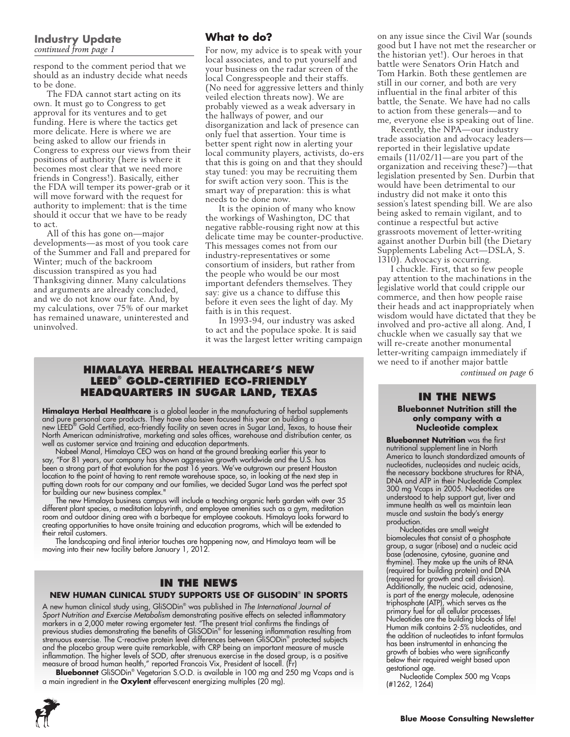## Industry Update

*continued from page 1*

respond to the comment period that we should as an industry decide what needs to be done.

The FDA cannot start acting on its own. It must go to Congress to get approval for its ventures and to get funding. Here is where the tactics get more delicate. Here is where we are being asked to allow our friends in Congress to express our views from their positions of authority (here is where it becomes most clear that we need more friends in Congress!). Basically, either the FDA will temper its power-grab or it will move forward with the request for authority to implement: that is the time should it occur that we have to be ready to act.

All of this has gone on—major developments—as most of you took care of the Summer and Fall and prepared for Winter; much of the backroom discussion transpired as you had Thanksgiving dinner. Many calculations and arguments are already concluded, and we do not know our fate. And, by my calculations, over 75% of our market has remained unaware, uninterested and uninvolved.

### What to do?

For now, my advice is to speak with your local associates, and to put yourself and your business on the radar screen of the local Congresspeople and their staffs. (No need for aggressive letters and thinly veiled election threats now). We are probably viewed as a weak adversary in the hallways of power, and our disorganization and lack of presence can only fuel that assertion. Your time is better spent right now in alerting your local community players, activists, do-ers that this is going on and that they should stay tuned: you may be recruiting them for swift action very soon. This is the smart way of preparation: this is what needs to be done now.

It is the opinion of many who know the workings of Washington, DC that negative rabble-rousing right now at this delicate time may be counter-productive. This messages comes not from our industry-representatives or some consortium of insiders, but rather from the people who would be our most important defenders themselves. They say: give us a chance to diffuse this before it even sees the light of day. My faith is in this request.

In 1993-94, our industry was asked to act and the populace spoke. It is said it was the largest letter writing campaign on any issue since the Civil War (sounds good but I have not met the researcher or the historian yet!). Our heroes in that battle were Senators Orin Hatch and Tom Harkin. Both these gentlemen are still in our corner, and both are very influential in the final arbiter of this battle, the Senate. We have had no calls to action from these generals—and to me, everyone else is speaking out of line.

Recently, the NPA—our industry trade association and advocacy leaders—reported in their legislative update emails (11/02/11—are you part of the organization and receiving these?)—that legislation presented by Sen. Durbin that would have been detrimental to our industry did not make it onto this session's latest spending bill. We are also being asked to remain vigilant, and to continue a respectful but active grassroots movement of letter-writing against another Durbin bill (the Dietary Supplements Labeling Act—DSLA, S. 1310). Advocacy is occurring.

I chuckle. First, that so few people pay attention to the machinations in the legislative world that could cripple our commerce, and then how people raise their heads and act inappropriately when wisdom would have dictated that they be involved and pro-active all along. And, I chuckle when we casually say that we will re-create another monumental letter-writing campaign immediately if we need to if another major battle

*continued on page 6*

## HIMALAYA HERBAL HEALTHCARE'S NEW LEED® GOLD-CERTIFIED ECO-FRIENDLY HEADQUARTERS IN SUGAR LAND, TEXAS

**Himalaya Herbal Healthcare** is a global leader in the manufacturing of herbal supplements and pure personal care products. They have also been focused this year on building a new LEED® Gold Certified, eco-friendly facility on seven acres in Sugar Land, Texas, to house their North American administrative, marketing and sales offices, warehouse and distribution center, as well as customer service and training and education departments.

Nabeel Manal, Himalaya CEO was on hand at the ground breaking earlier this year to say, "For 81 years, our company has shown aggressive growth worldwide and the U.S. has been a strong part of that evolution for the past 16 years. We've outgrown our present Houston location to the point of having to rent remote warehouse space, so, in looking at the next step in putting down roots for our company and our families, we decided Sugar Land was the perfect spot for building our new business complex."

The new Himalaya business campus will include a teaching organic herb garden with over 35 different plant species, a meditation labyrinth, and employee amenities such as a gym, meditation room and outdoor dining area with a barbeque for employee cookouts. Himalaya looks forward to creating opportunities to have onsite training and education programs, which will be extended to their retail customers.

The landscaping and final interior touches are happening now, and Himalaya team will be moving into their new facility before January 1, 2012.

## IN THE NEWS

### NEW HUMAN CLINICAL STUDY SUPPORTS USE OF GLISODIN® IN SPORTS

A new human clinical study using, GliSODin® was published in *The International Journal of Sport Nutrition and Exercise Metabolism* demonstrating positive effects on selected inflammatory markers in a 2,000 meter rowing ergometer test. "The present trial confirms the findings of previous studies demonstrating the benefits of GliSODin® for lessening inflammation resulting from strenuous exercise. The C-reactive protein level differences between GliSODin® protected subjects and the placebo group were quite remarkable, with CRP being an important measure of muscle inflammation. The higher levels of SOD, after strenuous exercise in the dosed group, is a positive measure of broad human health," reported Francois Vix, President of Isocell. (Fr)

**Bluebonnet** GliSODin® Vegetarian S.O.D. is available in 100 mg and 250 mg Vcaps and is a main ingredient in the **Oxylent** effervescent energizing multiples (20 mg).

## IN THE NEWS

### Bluebonnet Nutrition still the only company with a Nucleotide complex

**Bluebonnet Nutrition** was the first nutritional supplement line in North America to launch standardized amounts of nucleotides, nucleosides and nucleic acids, the necessary backbone structures for RNA, DNA and ATP in their Nucleotide Complex 300 mg Vcaps in 2005. Nucleotides are understood to help support gut, liver and immune health as well as maintain lean muscle and sustain the body's energy production.

Nucleotides are small weight biomolecules that consist of a phosphate group, a sugar (ribose) and a nucleic acid base (adenosine, cytosine, guanine and thymine). They make up the units of RNA (required for building protein) and DNA (required for growth and cell division). Additionally, the nucleic acid, adenosine, is part of the energy molecule, adenosine triphosphate (ATP), which serves as the primary fuel for all cellular processes. Nucleotides are the building blocks of life! Human milk contains 2-5% nucleotides, and the addition of nucleotides to infant formulas has been instrumental in enhancing the growth of babies who were significantly below their required weight based upon gestational age.

Nucleotide Complex 500 mg Vcaps (#1262, 1264)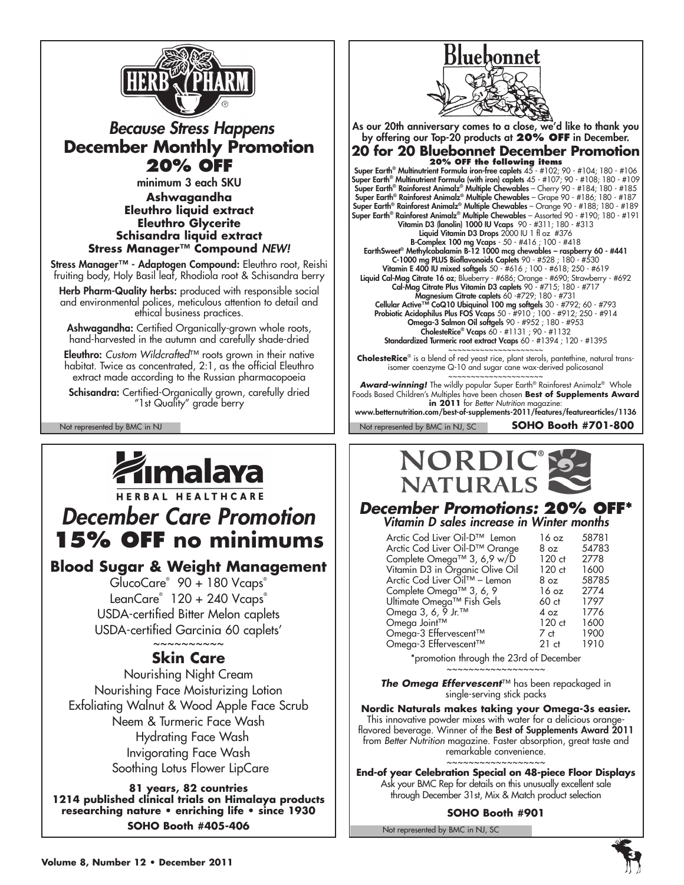# HERB PHARM

## *Because Stress Happens*

## December Monthly Promotion

## 20% OFF

minimum 3 each SKU

**Ashwagandha**
**Eleuthro liquid extract**
**Eleuthro Glycerite**
**Schisandra liquid extract**
**Stress Manager™ Compound** ***NEW!***

**Stress Manager™ - Adaptogen Compound:** Eleuthro root, Reishi fruiting body, Holy Basil leaf, Rhodiola root & Schisandra berry

**Herb Pharm-Quality herbs:** produced with responsible social and environmental polices, meticulous attention to detail and ethical business practices.

**Ashwagandha:** Certified Organically-grown whole roots, hand-harvested in the autumn and carefully shade-dried

**Eleuthro:** *Custom Wildcrafted*™ roots grown in their native habitat. Twice as concentrated, 2:1, as the official Eleuthro extract made according to the Russian pharmacopoeia

**Schisandra:** Certified-Organically grown, carefully dried "1st Quality" grade berry

Not represented by BMC in NJ

---

# Bluebonnet

As our 20th anniversary comes to a close, we'd like to thank you by offering our Top-20 products at **20% OFF** in December.

## 20 for 20 Bluebonnet December Promotion

**20% OFF the following items**

**Super Earth® Multinutrient Formula iron-free caplets** 45 - #102; 90 - #104; 180 - #106
**Super Earth® Multinutrient Formula (with iron) caplets** 45 - #107; 90 - #108; 180 - #109
**Super Earth® Rainforest Animalz® Multiple Chewables** – Cherry 90 - #184; 180 - #185
**Super Earth® Rainforest Animalz® Multiple Chewables** – Grape 90 - #186; 180 - #187
**Super Earth® Rainforest Animalz® Multiple Chewables** – Orange 90 - #188; 180 - #189
**Super Earth® Rainforest Animalz® Multiple Chewables** – Assorted 90 - #190; 180 - #191
**Vitamin D3 (lanolin) 1000 IU Vcaps** 90 - #311; 180 - #313
**Liquid Vitamin D3 Drops** 2000 IU 1 fl oz #376
**B-Complex 100 mg Vcaps** - 50 - #416 ; 100 - #418
**EarthSweet® Methylcobalamin B-12 1000 mcg chewables – raspberry 60 - #441**
**C-1000 mg PLUS Bioflavonoids Caplets** 90 - #528 ; 180 - #530
**Vitamin E 400 IU mixed softgels** 50 - #616 ; 100 - #618; 250 - #619
**Liquid Cal-Mag Citrate 16 oz**; Blueberry - #686; Orange - #690; Strawberry - #692
**Cal-Mag Citrate Plus Vitamin D3 caplets** 90 - #715; 180 - #717
**Magnesium Citrate caplets** 60 -#729; 180 - #731
**Cellular Active™ CoQ10 Ubiquinol 100 mg softgels** 30 - #792; 60 - #793
**Probiotic Acidophilus Plus FOS Vcaps** 50 - #910 ; 100 - #912; 250 - #914
**Omega-3 Salmon Oil softgels** 90 - #952 ; 180 - #953
**CholesteRice® Vcaps** 60 - #1131 ; 90 - #1132
**Standardized Turmeric root extract Vcaps** 60 - #1394 ; 120 - #1395

~~~~~~~~~~~~~~~~~~~~

**CholesteRice®** is a blend of red yeast rice, plant sterols, pantethine, natural trans-isomer coenzyme Q-10 and sugar cane wax-derived policosanol

~~~~~~~~~~~~~~~~~~~~

***Award-winning!*** The wildly popular Super Earth® Rainforest Animalz® Whole Foods Based Children's Multiples have been chosen **Best of Supplements Award in 2011** for *Better Nutrition* magazine:
www.betternutrition.com/best-of-supplements-2011/features/featurearticles/1136

Not represented by BMC in NJ, SC

**SOHO Booth #701-800**

---

# Himalaya

HERBAL HEALTHCARE

## *December Care Promotion*

## 15% OFF no minimums

### Blood Sugar & Weight Management

GlucoCare® 90 + 180 Vcaps®
LeanCare® 120 + 240 Vcaps®
USDA-certified Bitter Melon caplets
USDA-certified Garcinia 60 caplets'

~~~~~~~~~~~

### Skin Care

Nourishing Night Cream
Nourishing Face Moisturizing Lotion
Exfoliating Walnut & Wood Apple Face Scrub
Neem & Turmeric Face Wash
Hydrating Face Wash
Invigorating Face Wash
Soothing Lotus Flower LipCare

**81 years, 82 countries**
**1214 published clinical trials on Himalaya products**
**researching nature • enriching life • since 1930**

**SOHO Booth #405-406**

---

# NORDIC® NATURALS

## *December Promotions: 20% OFF**

*Vitamin D sales increase in Winter months*

| | | |
|---|---|---|
| Arctic Cod Liver Oil-D™ Lemon | 16 oz | 58781 |
| Arctic Cod Liver Oil-D™ Orange | 8 oz | 54783 |
| Complete Omega™ 3, 6,9 w/D | 120 ct | 2778 |
| Vitamin D3 in Organic Olive Oil | 120 ct | 1600 |
| Arctic Cod Liver Oil™ – Lemon | 8 oz | 58785 |
| Complete Omega™ 3, 6, 9 | 16 oz | 2774 |
| Ultimate Omega™ Fish Gels | 60 ct | 1797 |
| Omega 3, 6, 9 Jr.™ | 4 oz | 1776 |
| Omega Joint™ | 120 ct | 1600 |
| Omega-3 Effervescent™ | 7 ct | 1900 |
| Omega-3 Effervescent™ | 21 ct | 1910 |

*promotion through the 23rd of December

~~~~~~~~~~~~~~~~~~

***The Omega Effervescent***™ has been repackaged in single-serving stick packs

**Nordic Naturals makes taking your Omega-3s easier.**
This innovative powder mixes with water for a delicious orange-flavored beverage. Winner of the **Best of Supplements Award 2011** from *Better Nutrition* magazine. Faster absorption, great taste and remarkable convenience.

~~~~~~~~~~~~~~~~~~

**End-of year Celebration Special on 48-piece Floor Displays**
Ask your BMC Rep for details on this unusually excellent sale through December 31st, Mix & Match product selection

**SOHO Booth #901**

Not represented by BMC in NJ, SC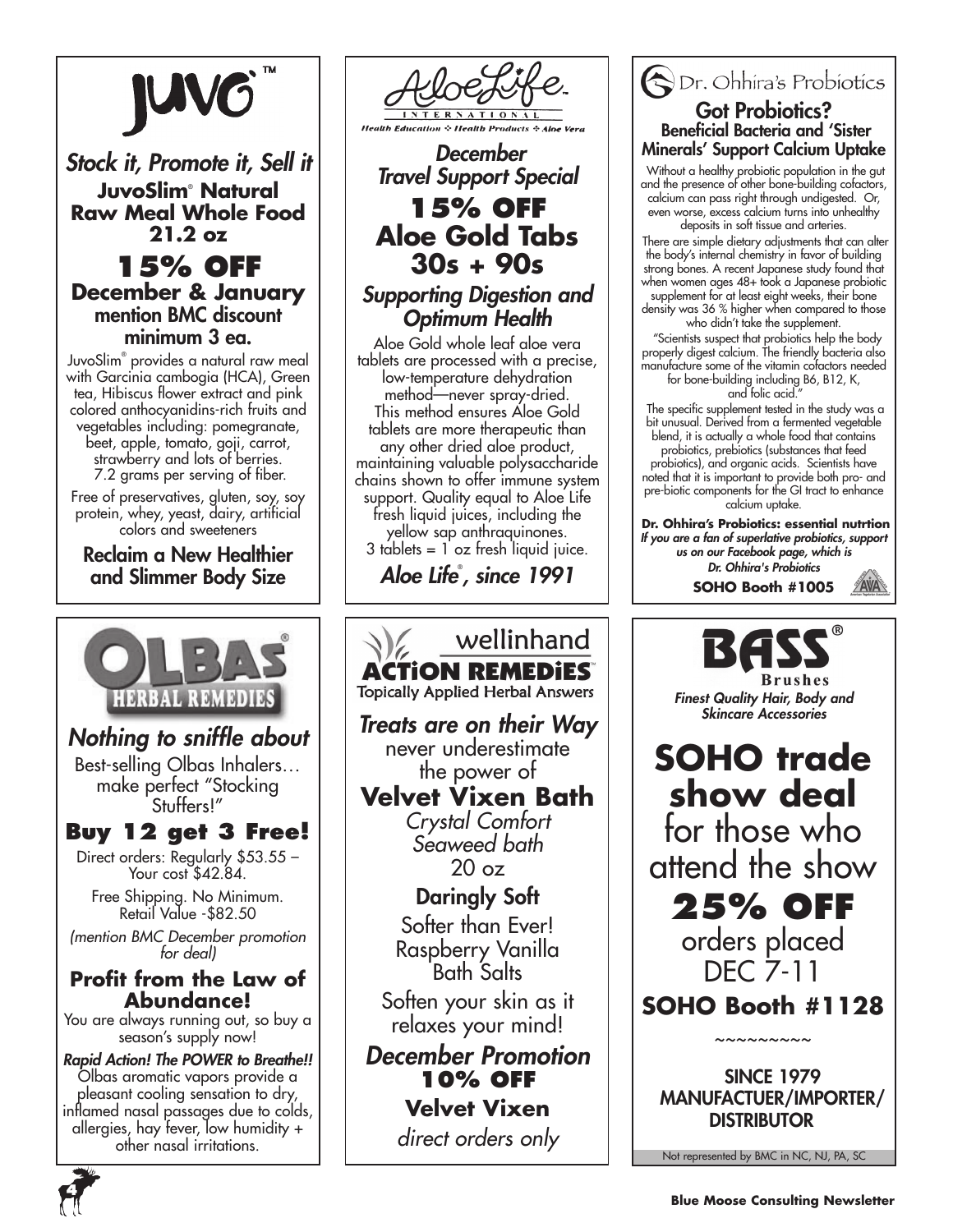## JUVO™

### *Stock it, Promote it, Sell it*

**JuvoSlim® Natural Raw Meal Whole Food 21.2 oz**

**15% OFF**

**December & January**

**mention BMC discount minimum 3 ea.**

JuvoSlim® provides a natural raw meal with Garcinia cambogia (HCA), Green tea, Hibiscus flower extract and pink colored anthocyanidins-rich fruits and vegetables including: pomegranate, beet, apple, tomato, goji, carrot, strawberry and lots of berries. 7.2 grams per serving of fiber.

Free of preservatives, gluten, soy, soy protein, whey, yeast, dairy, artificial colors and sweeteners

**Reclaim a New Healthier and Slimmer Body Size**

---

## AloeLife International

Health Education ❖ Health Products ❖ Aloe Vera

### *December Travel Support Special*

**15% OFF**

**Aloe Gold Tabs 30s + 90s**

***Supporting Digestion and Optimum Health***

Aloe Gold whole leaf aloe vera tablets are processed with a precise, low-temperature dehydration method—never spray-dried. This method ensures Aloe Gold tablets are more therapeutic than any other dried aloe product, maintaining valuable polysaccharide chains shown to offer immune system support. Quality equal to Aloe Life fresh liquid juices, including the yellow sap anthraquinones. 3 tablets = 1 oz fresh liquid juice.

***Aloe Life®, since 1991***

---

## Dr. Ohhira's Probiotics

### Got Probiotics?

**Beneficial Bacteria and 'Sister Minerals' Support Calcium Uptake**

Without a healthy probiotic population in the gut and the presence of other bone-building cofactors, calcium can pass right through undigested. Or, even worse, excess calcium turns into unhealthy deposits in soft tissue and arteries.

There are simple dietary adjustments that can alter the body's internal chemistry in favor of building strong bones. A recent Japanese study found that when women ages 48+ took a Japanese probiotic supplement for at least eight weeks, their bone density was 36 % higher when compared to those who didn't take the supplement.

"Scientists suspect that probiotics help the body properly digest calcium. The friendly bacteria also manufacture some of the vitamin cofactors needed for bone-building including B6, B12, K, and folic acid."

The specific supplement tested in the study was a bit unusual. Derived from a fermented vegetable blend, it is actually a whole food that contains probiotics, prebiotics (substances that feed probiotics), and organic acids. Scientists have noted that it is important to provide both pro- and pre-biotic components for the GI tract to enhance calcium uptake.

**Dr. Ohhira's Probiotics: essential nutrtion**

***If you are a fan of superlative probiotics, support us on our Facebook page, which is Dr. Ohhira's Probiotics***

**SOHO Booth #1005**

---

## OLBAS® HERBAL REMEDIES

### *Nothing to sniffle about*

Best-selling Olbas Inhalers… make perfect "Stocking Stuffers!"

**Buy 12 get 3 Free!**

Direct orders: Regularly $53.55 – Your cost $42.84.

Free Shipping. No Minimum. Retail Value -$82.50

*(mention BMC December promotion for deal)*

**Profit from the Law of Abundance!**

You are always running out, so buy a season's supply now!

***Rapid Action! The POWER to Breathe!!***

Olbas aromatic vapors provide a pleasant cooling sensation to dry, inflamed nasal passages due to colds, allergies, hay fever, low humidity + other nasal irritations.

---

## wellinhand ACTiON REMEDiES™

Topically Applied Herbal Answers

### *Treats are on their Way*

never underestimate the power of

**Velvet Vixen Bath**

*Crystal Comfort Seaweed bath*

20 oz

**Daringly Soft**

Softer than Ever! Raspberry Vanilla Bath Salts

Soften your skin as it relaxes your mind!

***December Promotion***

**10% OFF**

**Velvet Vixen**

*direct orders only*

---

## BASS® Brushes

*Finest Quality Hair, Body and Skincare Accessories*

**SOHO trade show deal**

for those who attend the show

**25% OFF**

orders placed DEC 7-11

**SOHO Booth #1128**

~~~~~~~~~

**SINCE 1979 MANUFACTUER/IMPORTER/ DISTRIBUTOR**

Not represented by BMC in NC, NJ, PA, SC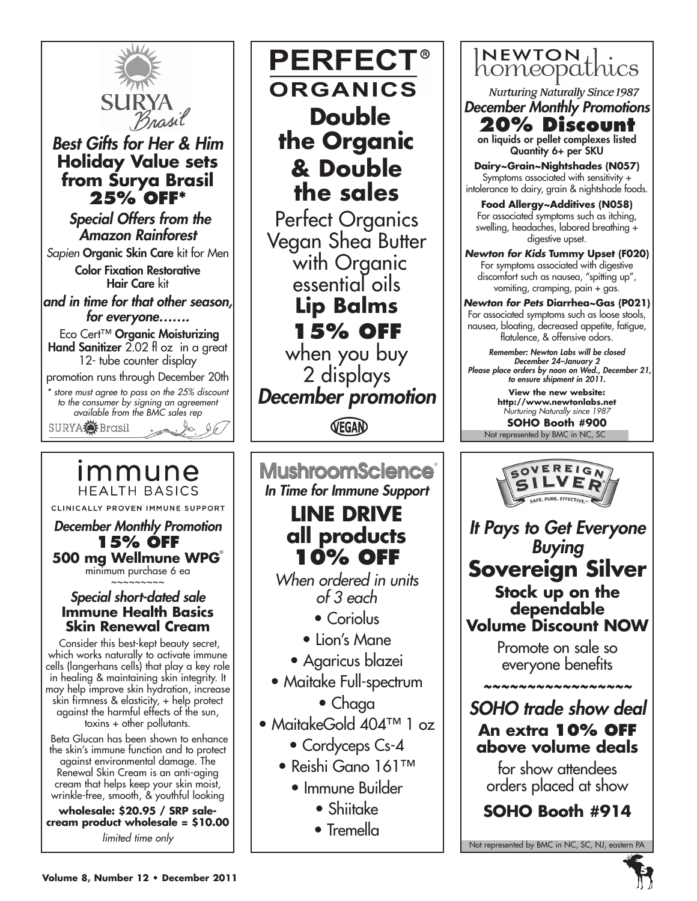## SURYA Brasil

### *Best Gifts for Her & Him*

**Holiday Value sets from Surya Brasil**

**25% OFF***

***Special Offers from the Amazon Rainforest***

*Sapien* **Organic Skin Care** kit for Men

**Color Fixation Restorative Hair Care** kit

***and in time for that other season, for everyone…….***

Eco Cert™ **Organic Moisturizing Hand Sanitizer** 2.02 fl oz in a great 12- tube counter display

promotion runs through December 20th

*\* store must agree to pass on the 25% discount to the consumer by signing an agreement available from the BMC sales rep*

SURYA Brasil

---

## PERFECT® ORGANICS

### Double the Organic & Double the sales

Perfect Organics Vegan Shea Butter with Organic essential oils

**Lip Balms**

**15% OFF**

when you buy 2 displays

***December promotion***

VEGAN

---

## NEWTON homeopathics

*Nurturing Naturally Since 1987*

***December Monthly Promotions***

**20% Discount**

**on liquids or pellet complexes listed Quantity 6+ per SKU**

**Dairy~Grain~Nightshades (N057)**
Symptoms associated with sensitivity + intolerance to dairy, grain & nightshade foods.

**Food Allergy~Additives (N058)**
For associated symptoms such as itching, swelling, headaches, labored breathing + digestive upset.

***Newton for Kids* Tummy Upset (F020)**
For symptoms associated with digestive discomfort such as nausea, "spitting up", vomiting, cramping, pain + gas.

***Newton for Pets* Diarrhea~Gas (P021)**
For associated symptoms such as loose stools, nausea, bloating, decreased appetite, fatigue, flatulence, & offensive odors.

***Remember: Newton Labs will be closed December 24–January 2***
***Please place orders by noon on Wed., December 21, to ensure shipment in 2011.***

**View the new website:**
**http://www.newtonlabs.net**
*Nurturing Naturally since 1987*

**SOHO Booth #900**

Not represented by BMC in NC, SC

---

## immune HEALTH BASICS

CLINICALLY PROVEN IMMUNE SUPPORT

***December Monthly Promotion***

**15% OFF**

**500 mg Wellmune WPG®**

minimum purchase 6 ea

~~~~~~~~~

***Special short-dated sale***

**Immune Health Basics Skin Renewal Cream**

Consider this best-kept beauty secret, which works naturally to activate immune cells (langerhans cells) that play a key role in healing & maintaining skin integrity. It may help improve skin hydration, increase skin firmness & elasticity, + help protect against the harmful effects of the sun, toxins + other pollutants.

Beta Glucan has been shown to enhance the skin's immune function and to protect against environmental damage. The Renewal Skin Cream is an anti-aging cream that helps keep your skin moist, wrinkle-free, smooth, & youthful looking

**wholesale: $20.95 / SRP sale-cream product wholesale = $10.00**

*limited time only*

---

## MushroomScience®

***In Time for Immune Support***

### LINE DRIVE all products 10% OFF

*When ordered in units of 3 each*

- Coriolus
- Lion's Mane
- Agaricus blazei
- Maitake Full-spectrum
- Chaga
- MaitakeGold 404™ 1 oz
- Cordyceps Cs-4
- Reishi Gano 161™
- Immune Builder
- Shiitake
- Tremella

---

## SOVEREIGN SILVER

SAFE. PURE. EFFECTIVE.™

***It Pays to Get Everyone Buying***

### Sovereign Silver

**Stock up on the dependable Volume Discount NOW**

Promote on sale so everyone benefits

~~~~~~~~~~~~~~~~~

***SOHO trade show deal***

**An extra 10% OFF above volume deals**

for show attendees orders placed at show

**SOHO Booth #914**

Not represented by BMC in NC, SC, NJ, eastern PA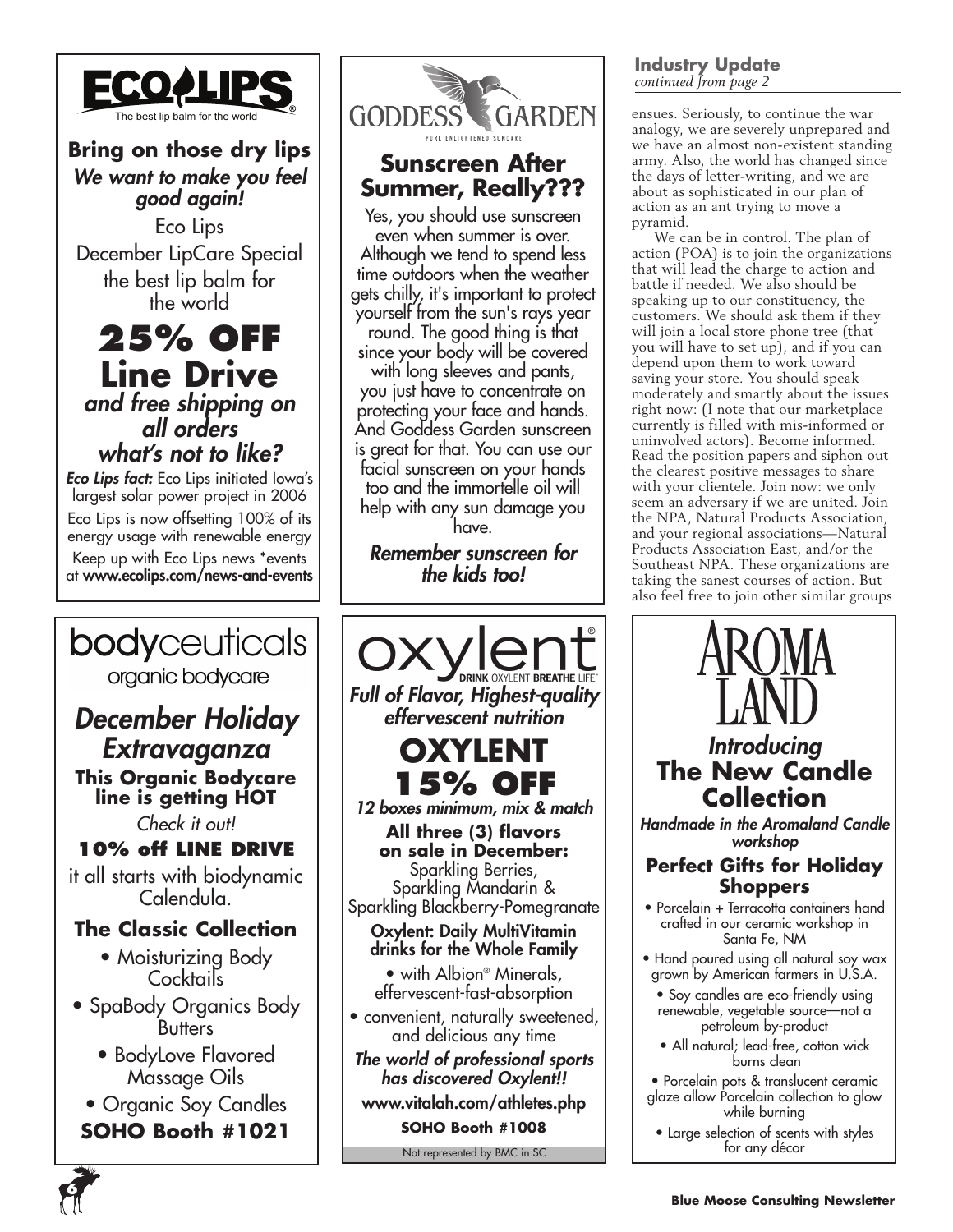## ECOLIPS

The best lip balm for the world

### Bring on those dry lips

***We want to make you feel good again!***

Eco Lips

December LipCare Special

the best lip balm for the world

## 25% OFF Line Drive

***and free shipping on all orders***

***what's not to like?***

***Eco Lips fact:*** Eco Lips initiated Iowa's largest solar power project in 2006

Eco Lips is now offsetting 100% of its energy usage with renewable energy

Keep up with Eco Lips news *events at **www.ecolips.com/news-and-events**

## GODDESS GARDEN

PURE ENLIGHTENED SUNCARE

### Sunscreen After Summer, Really???

Yes, you should use sunscreen even when summer is over. Although we tend to spend less time outdoors when the weather gets chilly, it's important to protect yourself from the sun's rays year round. The good thing is that since your body will be covered with long sleeves and pants, you just have to concentrate on protecting your face and hands. And Goddess Garden sunscreen is great for that. You can use our facial sunscreen on your hands too and the immortelle oil will help with any sun damage you have.

***Remember sunscreen for the kids too!***

### Industry Update

*continued from page 2*

ensues. Seriously, to continue the war analogy, we are severely unprepared and we have an almost non-existent standing army. Also, the world has changed since the days of letter-writing, and we are about as sophisticated in our plan of action as an ant trying to move a pyramid.

We can be in control. The plan of action (POA) is to join the organizations that will lead the charge to action and battle if needed. We also should be speaking up to our constituency, the customers. We should ask them if they will join a local store phone tree (that you will have to set up), and if you can depend upon them to work toward saving your store. You should speak moderately and smartly about the issues right now: (I note that our marketplace currently is filled with mis-informed or uninvolved actors). Become informed. Read the position papers and siphon out the clearest positive messages to share with your clientele. Join now: we only seem an adversary if we are united. Join the NPA, Natural Products Association, and your regional associations—Natural Products Association East, and/or the Southeast NPA. These organizations are taking the sanest courses of action. But also feel free to join other similar groups

## bodyceuticals

organic bodycare

## *December Holiday Extravaganza*

**This Organic Bodycare line is getting HOT**

*Check it out!*

**10% off LINE DRIVE**

it all starts with biodynamic Calendula.

### The Classic Collection

- Moisturizing Body Cocktails
- SpaBody Organics Body Butters
- BodyLove Flavored Massage Oils
- Organic Soy Candles

**SOHO Booth #1021**

## oxylent®

DRINK OXYLENT BREATHE LIFE™

***Full of Flavor, Highest-quality effervescent nutrition***

## OXYLENT 15% OFF

***12 boxes minimum, mix & match***

**All three (3) flavors on sale in December:**

Sparkling Berries, Sparkling Mandarin & Sparkling Blackberry-Pomegranate

**Oxylent: Daily MultiVitamin drinks for the Whole Family**

- with Albion® Minerals, effervescent-fast-absorption
- convenient, naturally sweetened, and delicious any time

***The world of professional sports has discovered Oxylent!!***

**www.vitalah.com/athletes.php**

**SOHO Booth #1008**

Not represented by BMC in SC

## AROMA LAND

*Introducing*

### The New Candle Collection

***Handmade in the Aromaland Candle workshop***

### Perfect Gifts for Holiday Shoppers

- Porcelain + Terracotta containers hand crafted in our ceramic workshop in Santa Fe, NM
- Hand poured using all natural soy wax grown by American farmers in U.S.A.
- Soy candles are eco-friendly using renewable, vegetable source—not a petroleum by-product
- All natural; lead-free, cotton wick burns clean
- Porcelain pots & translucent ceramic glaze allow Porcelain collection to glow while burning
- Large selection of scents with styles for any décor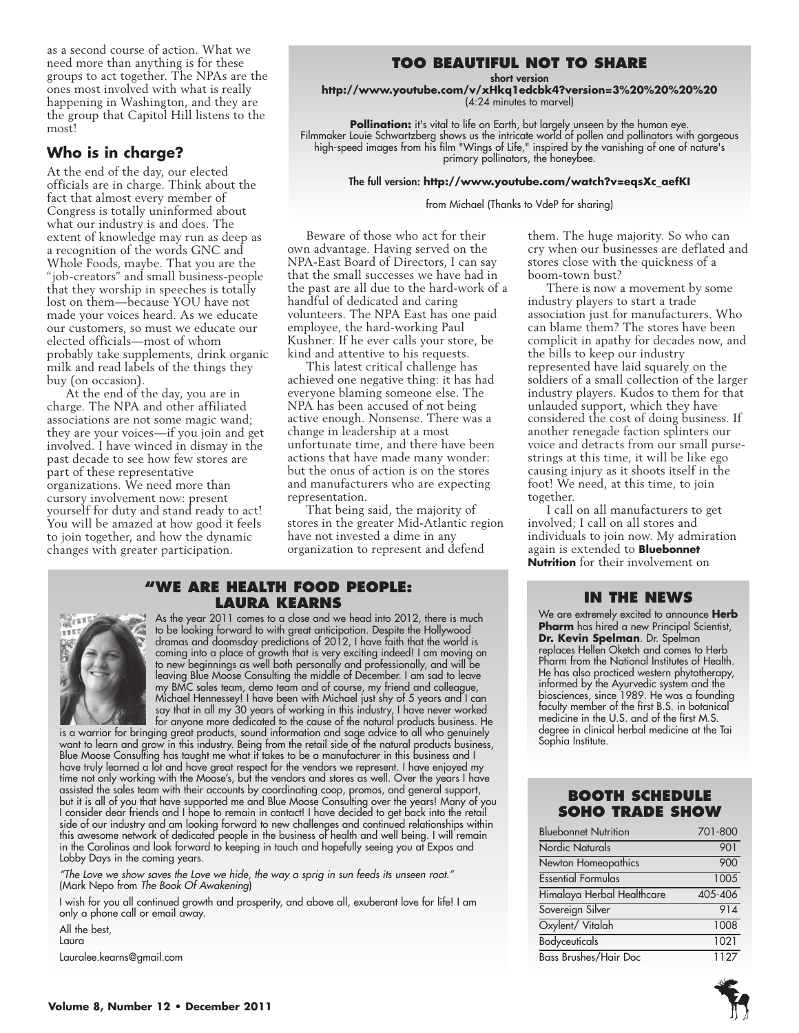as a second course of action. What we need more than anything is for these groups to act together. The NPAs are the ones most involved with what is really happening in Washington, and they are the group that Capitol Hill listens to the most!

## Who is in charge?

At the end of the day, our elected officials are in charge. Think about the fact that almost every member of Congress is totally uninformed about what our industry is and does. The extent of knowledge may run as deep as a recognition of the words GNC and Whole Foods, maybe. That you are the "job-creators" and small business-people that they worship in speeches is totally lost on them—because YOU have not made your voices heard. As we educate our customers, so must we educate our elected officials—most of whom probably take supplements, drink organic milk and read labels of the things they buy (on occasion).

At the end of the day, you are in charge. The NPA and other affiliated associations are not some magic wand; they are your voices—if you join and get involved. I have winced in dismay in the past decade to see how few stores are part of these representative organizations. We need more than cursory involvement now: present yourself for duty and stand ready to act! You will be amazed at how good it feels to join together, and how the dynamic changes with greater participation.

Beware of those who act for their own advantage. Having served on the NPA-East Board of Directors, I can say that the small successes we have had in the past are all due to the hard-work of a handful of dedicated and caring volunteers. The NPA East has one paid employee, the hard-working Paul Kushner. If he ever calls your store, be kind and attentive to his requests.

This latest critical challenge has achieved one negative thing: it has had everyone blaming someone else. The NPA has been accused of not being active enough. Nonsense. There was a change in leadership at a most unfortunate time, and there have been actions that have made many wonder: but the onus of action is on the stores and manufacturers who are expecting representation.

That being said, the majority of stores in the greater Mid-Atlantic region have not invested a dime in any organization to represent and defend them. The huge majority. So who can cry when our businesses are deflated and stores close with the quickness of a boom-town bust?

There is now a movement by some industry players to start a trade association just for manufacturers. Who can blame them? The stores have been complicit in apathy for decades now, and the bills to keep our industry represented have laid squarely on the soldiers of a small collection of the larger industry players. Kudos to them for that unlauded support, which they have considered the cost of doing business. If another renegade faction splinters our voice and detracts from our small purse-strings at this time, it will be like ego causing injury as it shoots itself in the foot! We need, at this time, to join together.

I call on all manufacturers to get involved; I call on all stores and individuals to join now. My admiration again is extended to **Bluebonnet Nutrition** for their involvement on

## TOO BEAUTIFUL NOT TO SHARE

**short version**
**http://www.youtube.com/v/xHkq1edcbk4?version=3%20%20%20%20**
(4:24 minutes to marvel)

**Pollination:** it's vital to life on Earth, but largely unseen by the human eye. Filmmaker Louie Schwartzberg shows us the intricate world of pollen and pollinators with gorgeous high-speed images from his film "Wings of Life," inspired by the vanishing of one of nature's primary pollinators, the honeybee.

**The full version: http://www.youtube.com/watch?v=eqsXc_aefKI**

from Michael (Thanks to VdeP for sharing)

## "WE ARE HEALTH FOOD PEOPLE: LAURA KEARNS

As the year 2011 comes to a close and we head into 2012, there is much to be looking forward to with great anticipation. Despite the Hollywood dramas and doomsday predictions of 2012, I have faith that the world is coming into a place of growth that is very exciting indeed! I am moving on to new beginnings as well both personally and professionally, and will be leaving Blue Moose Consulting the middle of December. I am sad to leave my BMC sales team, demo team and of course, my friend and colleague, Michael Hennessey! I have been with Michael just shy of 5 years and I can say that in all my 30 years of working in this industry, I have never worked for anyone more dedicated to the cause of the natural products business. He is a warrior for bringing great products, sound information and sage advice to all who genuinely want to learn and grow in this industry. Being from the retail side of the natural products business, Blue Moose Consulting has taught me what it takes to be a manufacturer in this business and I have truly learned a lot and have great respect for the vendors we represent. I have enjoyed my time not only working with the Moose's, but the vendors and stores as well. Over the years I have assisted the sales team with their accounts by coordinating coop, promos, and general support, but it is all of you that have supported me and Blue Moose Consulting over the years! Many of you I consider dear friends and I hope to remain in contact! I have decided to get back into the retail side of our industry and am looking forward to new challenges and continued relationships within this awesome network of dedicated people in the business of health and well being. I will remain in the Carolinas and look forward to keeping in touch and hopefully seeing you at Expos and Lobby Days in the coming years.

*"The Love we show saves the Love we hide, the way a sprig in sun feeds its unseen root."* (Mark Nepo from *The Book Of Awakening*)

I wish for you all continued growth and prosperity, and above all, exuberant love for life! I am only a phone call or email away.

All the best,
Laura

Lauralee.kearns@gmail.com

## IN THE NEWS

We are extremely excited to announce **Herb Pharm** has hired a new Principal Scientist, **Dr. Kevin Spelman**. Dr. Spelman replaces Hellen Oketch and comes to Herb Pharm from the National Institutes of Health. He has also practiced western phytotherapy, informed by the Ayurvedic system and the biosciences, since 1989. He was a founding faculty member of the first B.S. in botanical medicine in the U.S. and of the first M.S. degree in clinical herbal medicine at the Tai Sophia Institute.

## BOOTH SCHEDULE SOHO TRADE SHOW

| | |
|---|---|
| Bluebonnet Nutrition | 701-800 |
| Nordic Naturals | 901 |
| Newton Homeopathics | 900 |
| Essential Formulas | 1005 |
| Himalaya Herbal Healthcare | 405-406 |
| Sovereign Silver | 914 |
| Oxylent/ Vitalah | 1008 |
| Bodyceuticals | 1021 |
| Bass Brushes/Hair Doc | 1127 |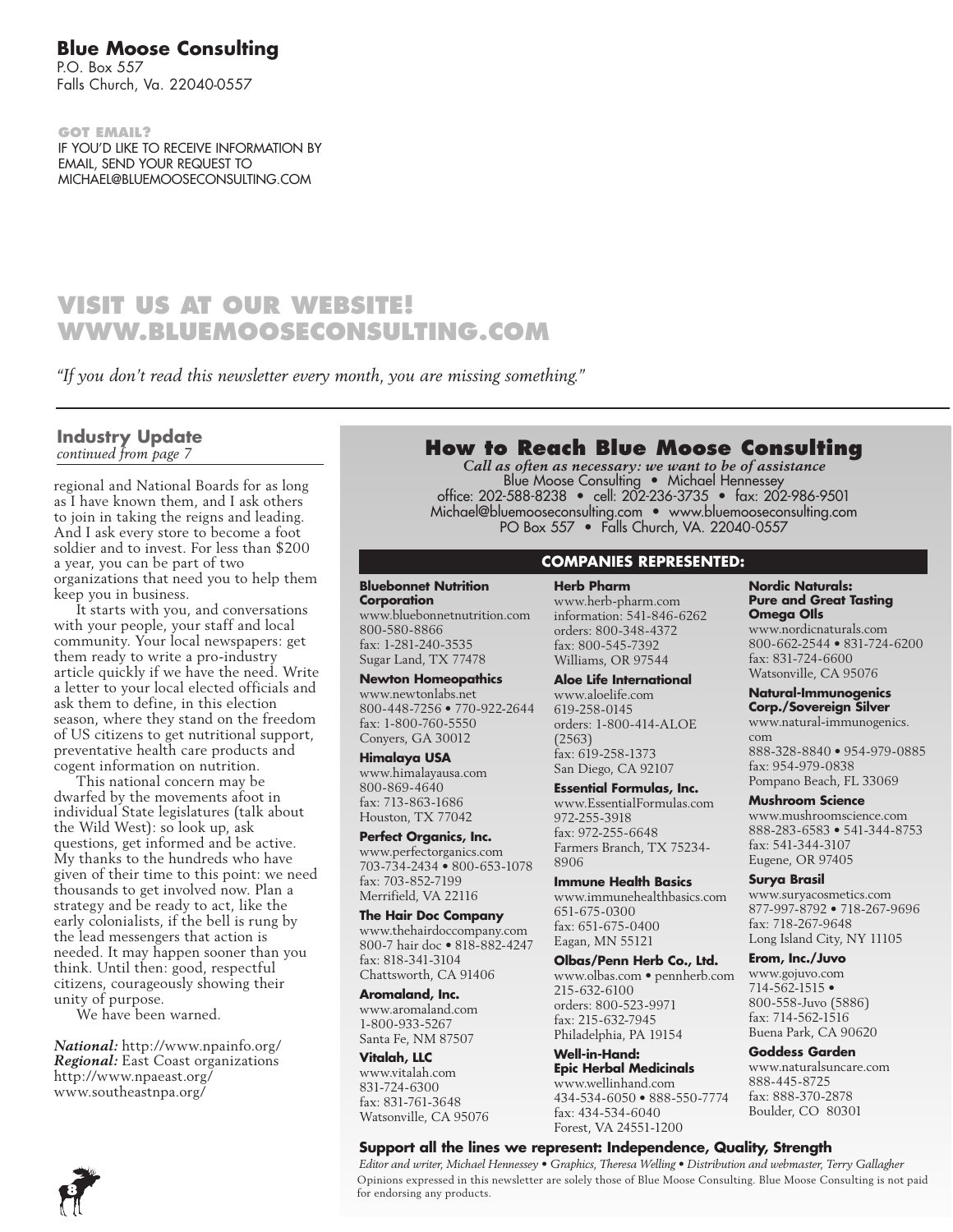## Blue Moose Consulting

P.O. Box 557
Falls Church, Va. 22040-0557

**GOT EMAIL?**
IF YOU'D LIKE TO RECEIVE INFORMATION BY EMAIL, SEND YOUR REQUEST TO MICHAEL@BLUEMOOSECONSULTING.COM

## VISIT US AT OUR WEBSITE! WWW.BLUEMOOSECONSULTING.COM

*"If you don't read this newsletter every month, you are missing something."*

### Industry Update

*continued from page 7*

regional and National Boards for as long as I have known them, and I ask others to join in taking the reigns and leading. And I ask every store to become a foot soldier and to invest. For less than $200 a year, you can be part of two organizations that need you to help them keep you in business.

It starts with you, and conversations with your people, your staff and local community. Your local newspapers: get them ready to write a pro-industry article quickly if we have the need. Write a letter to your local elected officials and ask them to define, in this election season, where they stand on the freedom of US citizens to get nutritional support, preventative health care products and cogent information on nutrition.

This national concern may be dwarfed by the movements afoot in individual State legislatures (talk about the Wild West): so look up, ask questions, get informed and be active. My thanks to the hundreds who have given of their time to this point: we need thousands to get involved now. Plan a strategy and be ready to act, like the early colonialists, if the bell is rung by the lead messengers that action is needed. It may happen sooner than you think. Until then: good, respectful citizens, courageously showing their unity of purpose.

We have been warned.

*National:* http://www.npainfo.org/
*Regional:* East Coast organizations
http://www.npaeast.org/
www.southeastnpa.org/

## How to Reach Blue Moose Consulting

*Call as often as necessary: we want to be of assistance*
Blue Moose Consulting • Michael Hennessey
office: 202-588-8238 • cell: 202-236-3735 • fax: 202-986-9501
Michael@bluemooseconsulting.com • www.bluemooseconsulting.com
PO Box 557 • Falls Church, VA. 22040-0557

### COMPANIES REPRESENTED:

**Bluebonnet Nutrition Corporation**
www.bluebonnetnutrition.com
800-580-8866
fax: 1-281-240-3535
Sugar Land, TX 77478

**Newton Homeopathics**
www.newtonlabs.net
800-448-7256 • 770-922-2644
fax: 1-800-760-5550
Conyers, GA 30012

**Himalaya USA**
www.himalayausa.com
800-869-4640
fax: 713-863-1686
Houston, TX 77042

**Perfect Organics, Inc.**
www.perfectorganics.com
703-734-2434 • 800-653-1078
fax: 703-852-7199
Merrifield, VA 22116

**The Hair Doc Company**
www.thehairdoccompany.com
800-7 hair doc • 818-882-4247
fax: 818-341-3104
Chattsworth, CA 91406

**Aromaland, Inc.**
www.aromaland.com
1-800-933-5267
Santa Fe, NM 87507

**Vitalah, LLC**
www.vitalah.com
831-724-6300
fax: 831-761-3648
Watsonville, CA 95076

**Herb Pharm**
www.herb-pharm.com
information: 541-846-6262
orders: 800-348-4372
fax: 800-545-7392
Williams, OR 97544

**Aloe Life International**
www.aloelife.com
619-258-0145
orders: 1-800-414-ALOE (2563)
fax: 619-258-1373
San Diego, CA 92107

**Essential Formulas, Inc.**
www.EssentialFormulas.com
972-255-3918
fax: 972-255-6648
Farmers Branch, TX 75234-8906

**Immune Health Basics**
www.immunehealthbasics.com
651-675-0300
fax: 651-675-0400
Eagan, MN 55121

**Olbas/Penn Herb Co., Ltd.**
www.olbas.com • pennherb.com
215-632-6100
orders: 800-523-9971
fax: 215-632-7945
Philadelphia, PA 19154

**Well-in-Hand: Epic Herbal Medicinals**
www.wellinhand.com
434-534-6050 • 888-550-7774
fax: 434-534-6040
Forest, VA 24551-1200

**Nordic Naturals: Pure and Great Tasting Omega OIls**
www.nordicnaturals.com
800-662-2544 • 831-724-6200
fax: 831-724-6600
Watsonville, CA 95076

**Natural-Immunogenics Corp./Sovereign Silver**
www.natural-immunogenics.com
888-328-8840 • 954-979-0885
fax: 954-979-0838
Pompano Beach, FL 33069

**Mushroom Science**
www.mushroomscience.com
888-283-6583 • 541-344-8753
fax: 541-344-3107
Eugene, OR 97405

**Surya Brasil**
www.suryacosmetics.com
877-997-8792 • 718-267-9696
fax: 718-267-9648
Long Island City, NY 11105

**Erom, Inc./Juvo**
www.gojuvo.com
714-562-1515 •
800-558-Juvo (5886)
fax: 714-562-1516
Buena Park, CA 90620

**Goddess Garden**
www.naturalsuncare.com
888-445-8725
fax: 888-370-2878
Boulder, CO 80301

**Support all the lines we represent: Independence, Quality, Strength**

*Editor and writer, Michael Hennessey • Graphics, Theresa Welling • Distribution and webmaster, Terry Gallagher*

Opinions expressed in this newsletter are solely those of Blue Moose Consulting. Blue Moose Consulting is not paid for endorsing any products.